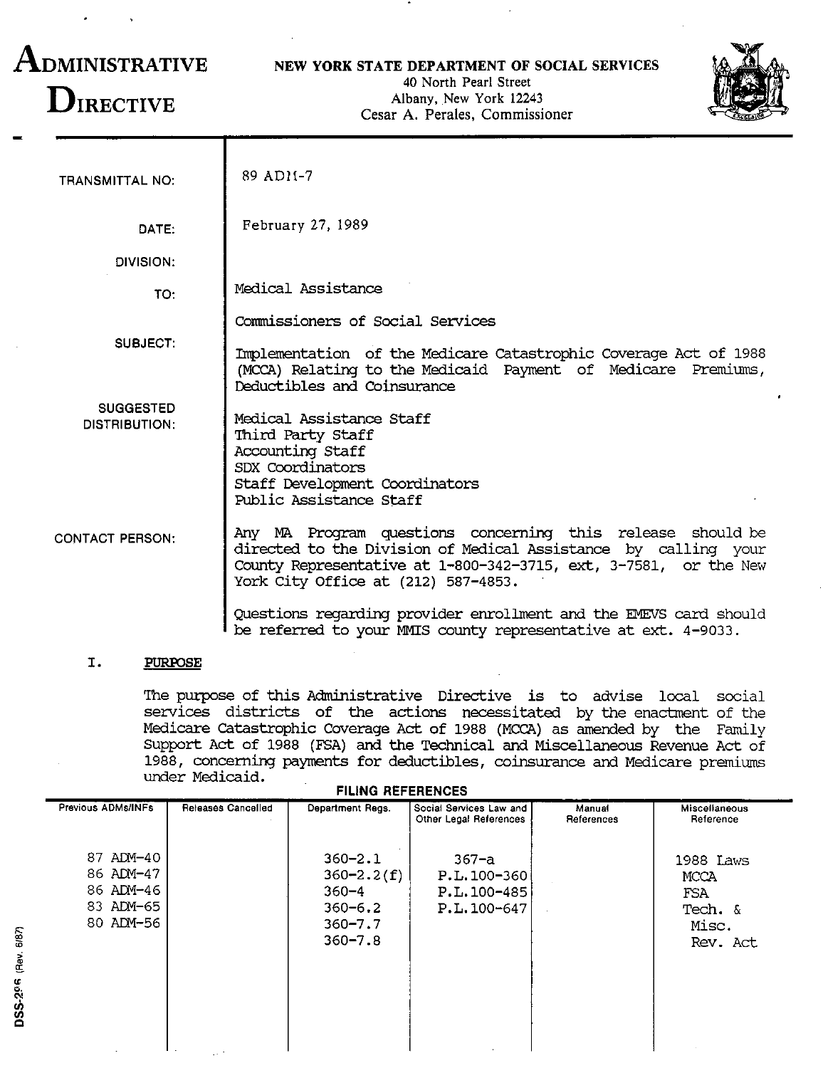# ADMINISTRATIVE DIRECTIVE

**NEW YORK STATE DEPARTMENT OF SOCIAL SERVICES**
40 North Pearl Street
Albany, New York 12243
Cesar A. Perales, Commissioner

| | |
|---|---|
| TRANSMITTAL NO: | 89 ADM-7 |
| DATE: | February 27, 1989 |
| DIVISION: | Medical Assistance |
| TO: | Commissioners of Social Services |
| SUBJECT: | Implementation of the Medicare Catastrophic Coverage Act of 1988 (MCCA) Relating to the Medicaid Payment of Medicare Premiums, Deductibles and Coinsurance |
| SUGGESTED DISTRIBUTION: | Medical Assistance Staff<br>Third Party Staff<br>Accounting Staff<br>SDX Coordinators<br>Staff Development Coordinators<br>Public Assistance Staff |
| CONTACT PERSON: | Any MA Program questions concerning this release should be directed to the Division of Medical Assistance by calling your County Representative at 1-800-342-3715, ext, 3-7581, or the New York City Office at (212) 587-4853.<br><br>Questions regarding provider enrollment and the EMEVS card should be referred to your MMIS county representative at ext. 4-9033. |

## I. PURPOSE

The purpose of this Administrative Directive is to advise local social services districts of the actions necessitated by the enactment of the Medicare Catastrophic Coverage Act of 1988 (MCCA) as amended by the Family Support Act of 1988 (FSA) and the Technical and Miscellaneous Revenue Act of 1988, concerning payments for deductibles, coinsurance and Medicare premiums under Medicaid.

**FILING REFERENCES**

| Previous ADMs/INFs | Releases Cancelled | Department Regs. | Social Services Law and Other Legal References | Manual References | Miscellaneous Reference |
|---|---|---|---|---|---|
| 87 ADM-40<br>86 ADM-47<br>86 ADM-46<br>83 ADM-65<br>80 ADM-56 | | 360-2.1<br>360-2.2(f)<br>360-4<br>360-6.2<br>360-7.7<br>360-7.8 | 367-a<br>P.L.100-360<br>P.L.100-485<br>P.L.100-647 | | 1988 Laws<br>MCCA<br>FSA<br>Tech. & Misc. Rev. Act |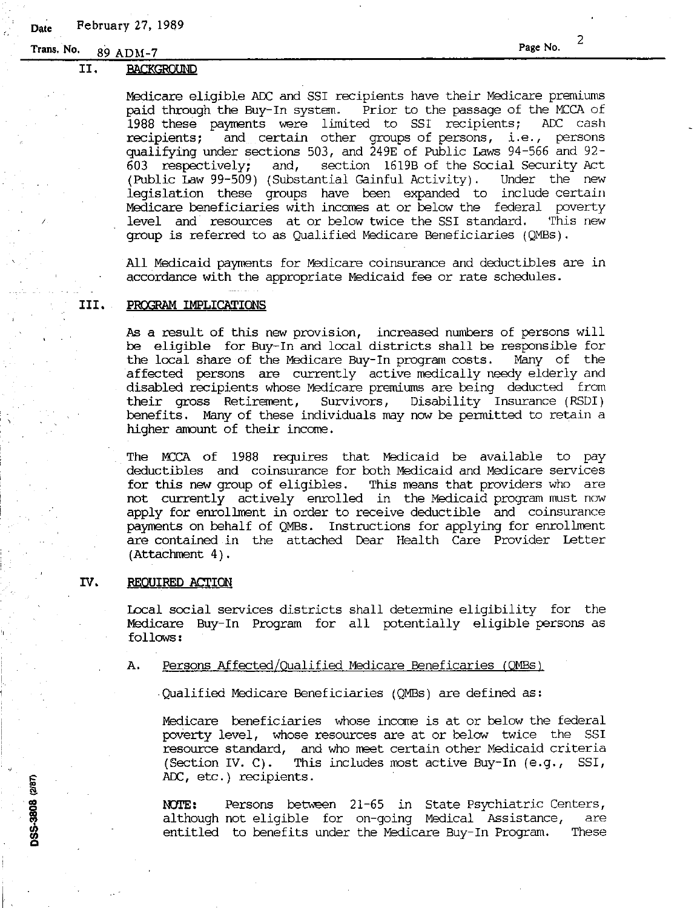## II. BACKGROUND

Medicare eligible ADC and SSI recipients have their Medicare premiums paid through the Buy-In system. Prior to the passage of the MCCA of 1988 these payments were limited to SSI recipients; ADC cash recipients; and certain other groups of persons, i.e., persons qualifying under sections 503, and 249E of Public Laws 94-566 and 92-603 respectively; and, section 1619B of the Social Security Act (Public Law 99-509) (Substantial Gainful Activity). Under the new legislation these groups have been expanded to include certain Medicare beneficiaries with incomes at or below the federal poverty level and resources at or below twice the SSI standard. This new group is referred to as Qualified Medicare Beneficiaries (QMBs).

All Medicaid payments for Medicare coinsurance and deductibles are in accordance with the appropriate Medicaid fee or rate schedules.

## III. PROGRAM IMPLICATIONS

As a result of this new provision, increased numbers of persons will be eligible for Buy-In and local districts shall be responsible for the local share of the Medicare Buy-In program costs. Many of the affected persons are currently active medically needy elderly and disabled recipients whose Medicare premiums are being deducted from their gross Retirement, Survivors, Disability Insurance (RSDI) benefits. Many of these individuals may now be permitted to retain a higher amount of their income.

The MCCA of 1988 requires that Medicaid be available to pay deductibles and coinsurance for both Medicaid and Medicare services for this new group of eligibles. This means that providers who are not currently actively enrolled in the Medicaid program must now apply for enrollment in order to receive deductible and coinsurance payments on behalf of QMBs. Instructions for applying for enrollment are contained in the attached Dear Health Care Provider Letter (Attachment 4).

## IV. REQUIRED ACTION

Local social services districts shall determine eligibility for the Medicare Buy-In Program for all potentially eligible persons as follows:

A. Persons Affected/Qualified Medicare Beneficaries (QMBs)

Qualified Medicare Beneficiaries (QMBs) are defined as:

Medicare beneficiaries whose income is at or below the federal poverty level, whose resources are at or below twice the SSI resource standard, and who meet certain other Medicaid criteria (Section IV. C). This includes most active Buy-In (e.g., SSI, ADC, etc.) recipients.

**NOTE:** Persons between 21-65 in State Psychiatric Centers, although not eligible for on-going Medical Assistance, are entitled to benefits under the Medicare Buy-In Program. These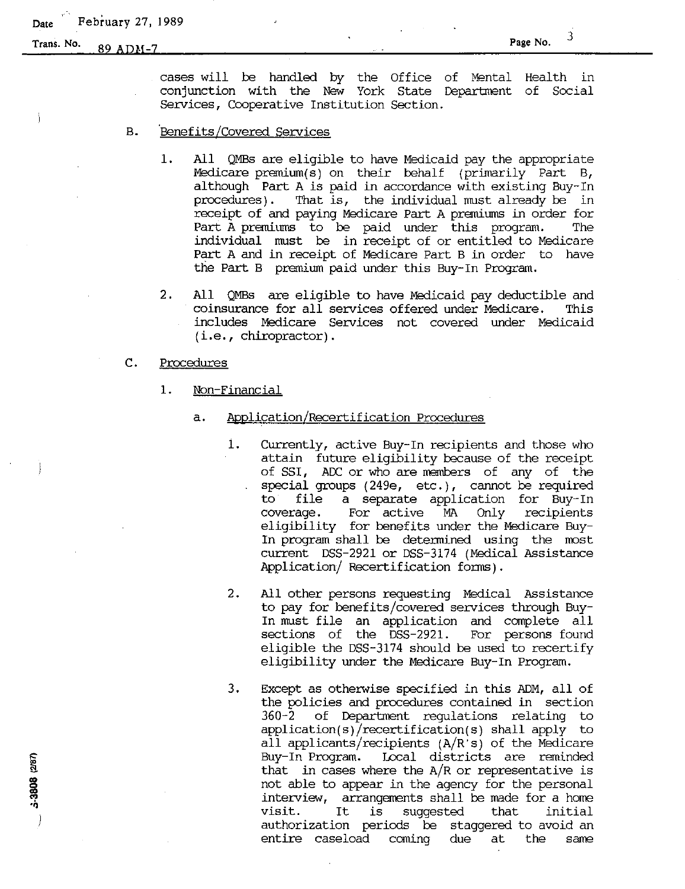cases will be handled by the Office of Mental Health in conjunction with the New York State Department of Social Services, Cooperative Institution Section.

B. Benefits/Covered Services

1. All QMBs are eligible to have Medicaid pay the appropriate Medicare premium(s) on their behalf (primarily Part B, although Part A is paid in accordance with existing Buy-In procedures). That is, the individual must already be in receipt of and paying Medicare Part A premiums in order for Part A premiums to be paid under this program. The individual must be in receipt of or entitled to Medicare Part A and in receipt of Medicare Part B in order to have the Part B premium paid under this Buy-In Program.

2. All QMBs are eligible to have Medicaid pay deductible and coinsurance for all services offered under Medicare. This includes Medicare Services not covered under Medicaid (i.e., chiropractor).

C. Procedures

1. Non-Financial

a. Application/Recertification Procedures

1. Currently, active Buy-In recipients and those who attain future eligibility because of the receipt of SSI, ADC or who are members of any of the special groups (249e, etc.), cannot be required to file a separate application for Buy-In coverage. For active MA Only recipients eligibility for benefits under the Medicare Buy-In program shall be determined using the most current DSS-2921 or DSS-3174 (Medical Assistance Application/ Recertification forms).

2. All other persons requesting Medical Assistance to pay for benefits/covered services through Buy-In must file an application and complete all sections of the DSS-2921. For persons found eligible the DSS-3174 should be used to recertify eligibility under the Medicare Buy-In Program.

3. Except as otherwise specified in this ADM, all of the policies and procedures contained in section 360-2 of Department regulations relating to application(s)/recertification(s) shall apply to all applicants/recipients (A/R's) of the Medicare Buy-In Program. Local districts are reminded that in cases where the A/R or representative is not able to appear in the agency for the personal interview, arrangements shall be made for a home visit. It is suggested that initial authorization periods be staggered to avoid an entire caseload coming due at the same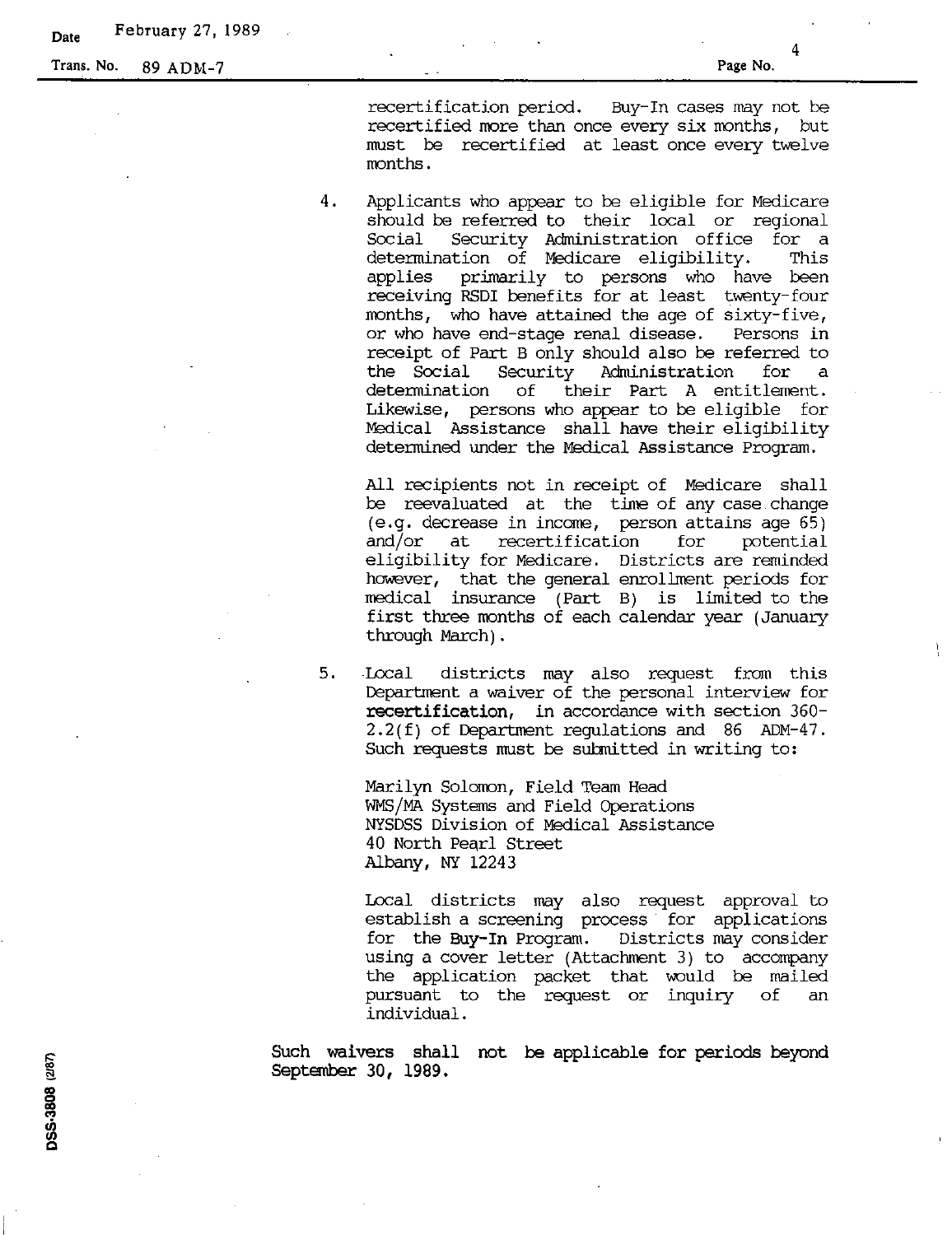recertification period. Buy-In cases may not be recertified more than once every six months, but must be recertified at least once every twelve months.

4. Applicants who appear to be eligible for Medicare should be referred to their local or regional Social Security Administration office for a determination of Medicare eligibility. This applies primarily to persons who have been receiving RSDI benefits for at least twenty-four months, who have attained the age of sixty-five, or who have end-stage renal disease. Persons in receipt of Part B only should also be referred to the Social Security Administration for a determination of their Part A entitlement. Likewise, persons who appear to be eligible for Medical Assistance shall have their eligibility determined under the Medical Assistance Program.

   All recipients not in receipt of Medicare shall be reevaluated at the time of any case change (e.g. decrease in income, person attains age 65) and/or at recertification for potential eligibility for Medicare. Districts are reminded however, that the general enrollment periods for medical insurance (Part B) is limited to the first three months of each calendar year (January through March).

5. Local districts may also request from this Department a waiver of the personal interview for **recertification**, in accordance with section 360-2.2(f) of Department regulations and 86 ADM-47. Such requests must be submitted in writing to:

   Marilyn Solomon, Field Team Head
   WMS/MA Systems and Field Operations
   NYSDSS Division of Medical Assistance
   40 North Pearl Street
   Albany, NY 12243

   Local districts may also request approval to establish a screening process for applications for the Buy-In Program. Districts may consider using a cover letter (Attachment 3) to accompany the application packet that would be mailed pursuant to the request or inquiry of an individual.

**Such waivers shall not be applicable for periods beyond September 30, 1989.**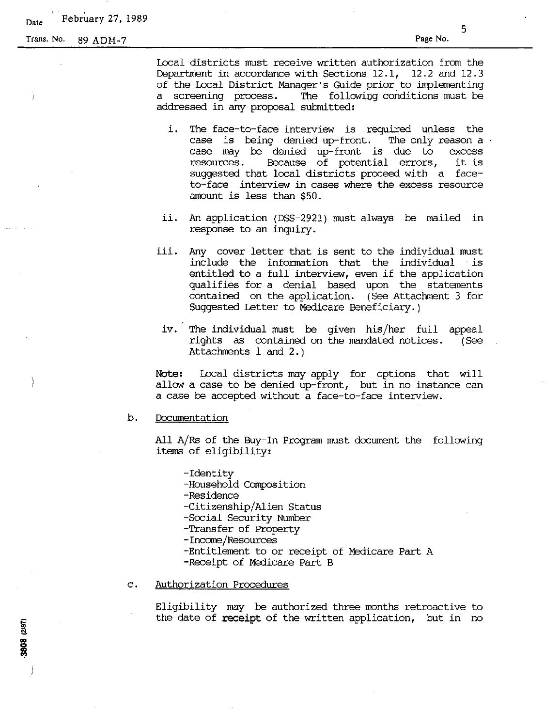Local districts must receive written authorization from the Department in accordance with Sections 12.1, 12.2 and 12.3 of the Local District Manager's Guide prior to implementing a screening process. The following conditions must be addressed in any proposal submitted:

i. The face-to-face interview is required unless the case is being denied up-front. The only reason a case may be denied up-front is due to excess resources. Because of potential errors, it is suggested that local districts proceed with a face-to-face interview in cases where the excess resource amount is less than $50.

ii. An application (DSS-2921) must always be mailed in response to an inquiry.

iii. Any cover letter that is sent to the individual must include the information that the individual is entitled to a full interview, even if the application qualifies for a denial based upon the statements contained on the application. (See Attachment 3 for Suggested Letter to Medicare Beneficiary.)

iv. The individual must be given his/her full appeal rights as contained on the mandated notices. (See Attachments 1 and 2.)

**Note:** Local districts may apply for options that will allow a case to be denied up-front, but in no instance can a case be accepted without a face-to-face interview.

b. Documentation

All A/Rs of the Buy-In Program must document the following items of eligibility:

- Identity
- Household Composition
- Residence
- Citizenship/Alien Status
- Social Security Number
- Transfer of Property
- Income/Resources
- Entitlement to or receipt of Medicare Part A
- Receipt of Medicare Part B

c. Authorization Procedures

Eligibility may be authorized three months retroactive to the date of **receipt** of the written application, but in no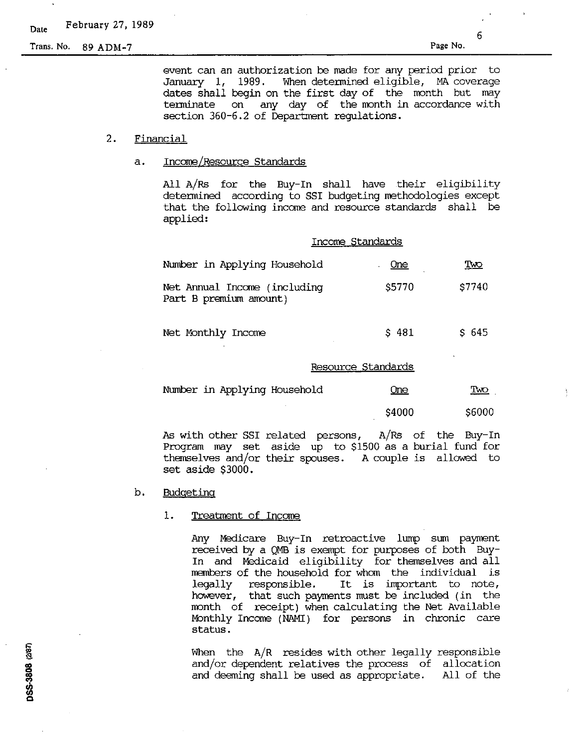event can an authorization be made for any period prior to January 1, 1989. When determined eligible, MA coverage dates shall begin on the first day of the month but may terminate on any day of the month in accordance with section 360-6.2 of Department regulations.

2. Financial

a. Income/Resource Standards

All A/Rs for the Buy-In shall have their eligibility determined according to SSI budgeting methodologies except that the following income and resource standards shall be applied:

Income Standards

| Number in Applying Household | One | Two |
|---|---|---|
| Net Annual Income (including Part B premium amount) | $5770 | $7740 |
| Net Monthly Income | $ 481 | $ 645 |

Resource Standards

| Number in Applying Household | One | Two |
|---|---|---|
| | $4000 | $6000 |

As with other SSI related persons, A/Rs of the Buy-In Program may set aside up to $1500 as a burial fund for themselves and/or their spouses. A couple is allowed to set aside $3000.

b. Budgeting

1. Treatment of Income

Any Medicare Buy-In retroactive lump sum payment received by a QMB is exempt for purposes of both Buy-In and Medicaid eligibility for themselves and all members of the household for whom the individual is legally responsible. It is important to note, however, that such payments must be included (in the month of receipt) when calculating the Net Available Monthly Income (NAMI) for persons in chronic care status.

When the A/R resides with other legally responsible and/or dependent relatives the process of allocation and deeming shall be used as appropriate. All of the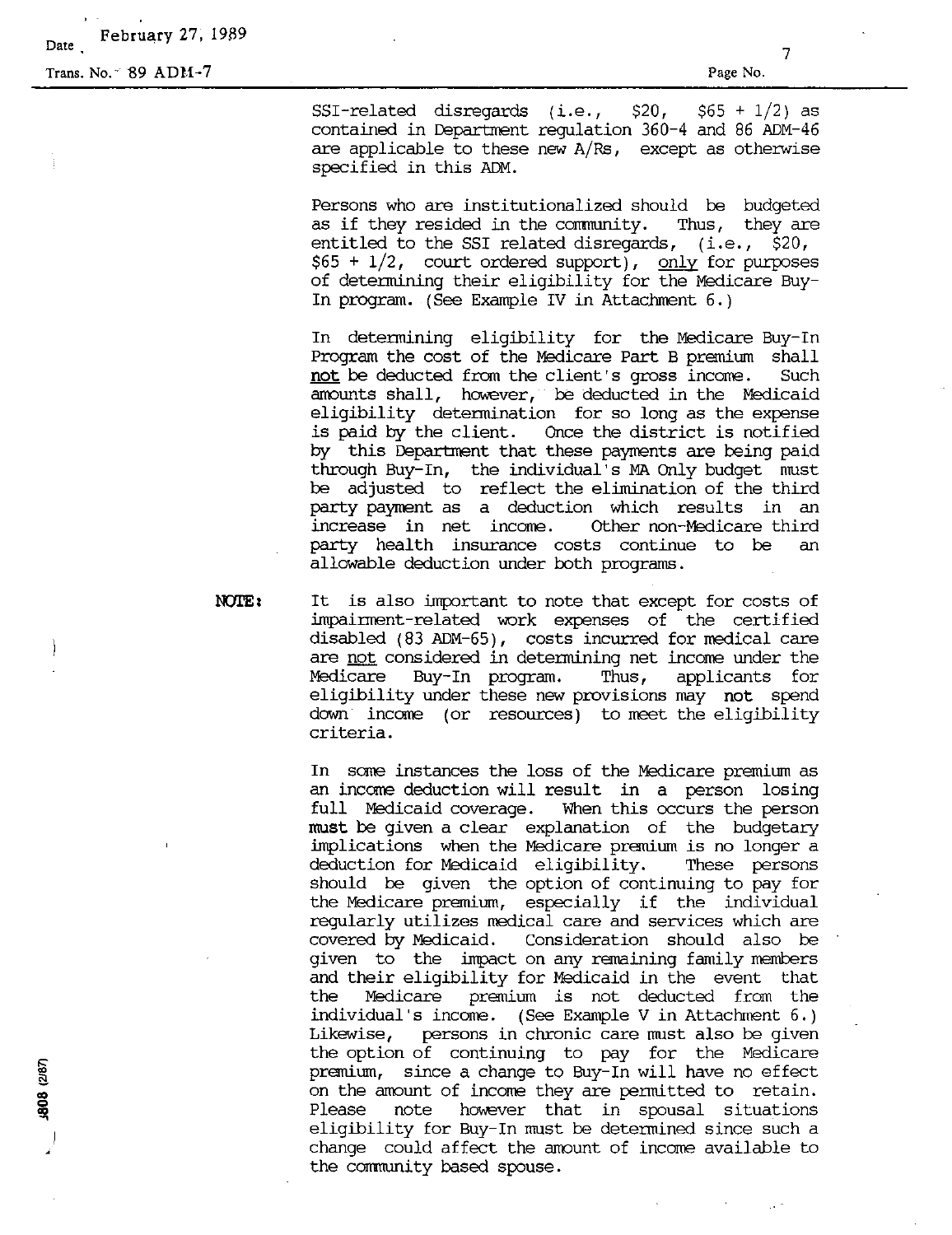SSI-related disregards (i.e., $20, $65 + 1/2) as contained in Department regulation 360-4 and 86 ADM-46 are applicable to these new A/Rs, except as otherwise specified in this ADM.

Persons who are institutionalized should be budgeted as if they resided in the community. Thus, they are entitled to the SSI related disregards, (i.e., $20, $65 + 1/2, court ordered support), <u>only</u> for purposes of determining their eligibility for the Medicare Buy-In program. (See Example IV in Attachment 6.)

In determining eligibility for the Medicare Buy-In Program the cost of the Medicare Part B premium shall <u>not</u> be deducted from the client's gross income. Such amounts shall, however, be deducted in the Medicaid eligibility determination for so long as the expense is paid by the client. Once the district is notified by this Department that these payments are being paid through Buy-In, the individual's MA Only budget must be adjusted to reflect the elimination of the third party payment as a deduction which results in an increase in net income. Other non-Medicare third party health insurance costs continue to be an allowable deduction under both programs.

**NOTE:** It is also important to note that except for costs of impairment-related work expenses of the certified disabled (83 ADM-65), costs incurred for medical care are <u>not</u> considered in determining net income under the Medicare Buy-In program. Thus, applicants for eligibility under these new provisions may **not** spend down income (or resources) to meet the eligibility criteria.

In some instances the loss of the Medicare premium as an income deduction will result in a person losing full Medicaid coverage. When this occurs the person must be given a clear explanation of the budgetary implications when the Medicare premium is no longer a deduction for Medicaid eligibility. These persons should be given the option of continuing to pay for the Medicare premium, especially if the individual regularly utilizes medical care and services which are covered by Medicaid. Consideration should also be given to the impact on any remaining family members and their eligibility for Medicaid in the event that the Medicare premium is not deducted from the individual's income. (See Example V in Attachment 6.) Likewise, persons in chronic care must also be given the option of continuing to pay for the Medicare premium, since a change to Buy-In will have no effect on the amount of income they are permitted to retain. Please note however that in spousal situations eligibility for Buy-In must be determined since such a change could affect the amount of income available to the community based spouse.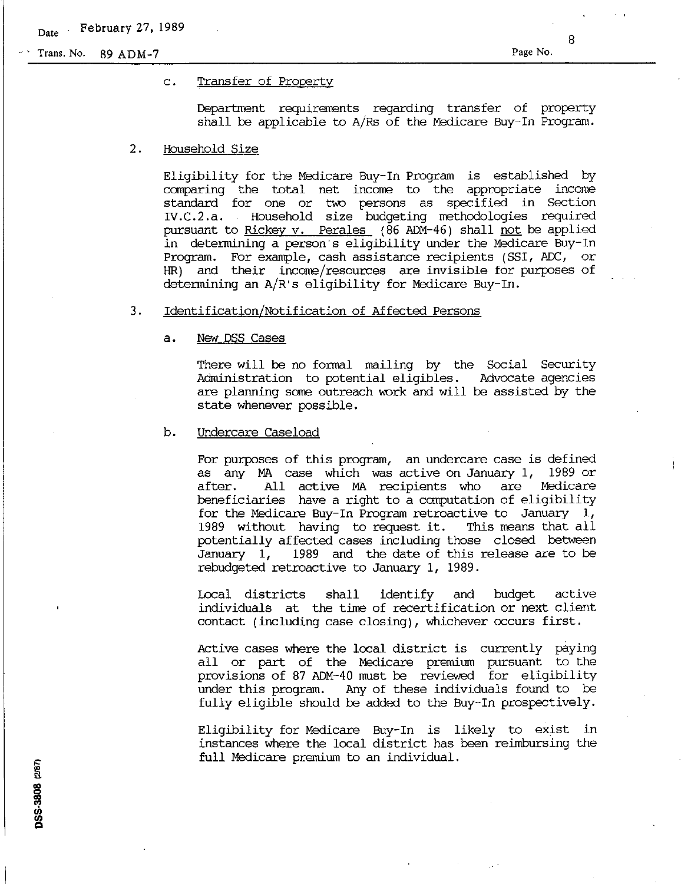c. Transfer of Property

Department requirements regarding transfer of property shall be applicable to A/Rs of the Medicare Buy-In Program.

2. Household Size

Eligibility for the Medicare Buy-In Program is established by comparing the total net income to the appropriate income standard for one or two persons as specified in Section IV.C.2.a. Household size budgeting methodologies required pursuant to Rickey v. Perales (86 ADM-46) shall not be applied in determining a person's eligibility under the Medicare Buy-In Program. For example, cash assistance recipients (SSI, ADC, or HR) and their income/resources are invisible for purposes of determining an A/R's eligibility for Medicare Buy-In.

3. Identification/Notification of Affected Persons

a. New DSS Cases

There will be no formal mailing by the Social Security Administration to potential eligibles. Advocate agencies are planning some outreach work and will be assisted by the state whenever possible.

b. Undercare Caseload

For purposes of this program, an undercare case is defined as any MA case which was active on January 1, 1989 or after. All active MA recipients who are Medicare beneficiaries have a right to a computation of eligibility for the Medicare Buy-In Program retroactive to January 1, 1989 without having to request it. This means that all potentially affected cases including those closed between January 1, 1989 and the date of this release are to be rebudgeted retroactive to January 1, 1989.

Local districts shall identify and budget active individuals at the time of recertification or next client contact (including case closing), whichever occurs first.

Active cases where the local district is currently paying all or part of the Medicare premium pursuant to the provisions of 87 ADM-40 must be reviewed for eligibility under this program. Any of these individuals found to be fully eligible should be added to the Buy-In prospectively.

Eligibility for Medicare Buy-In is likely to exist in instances where the local district has been reimbursing the full Medicare premium to an individual.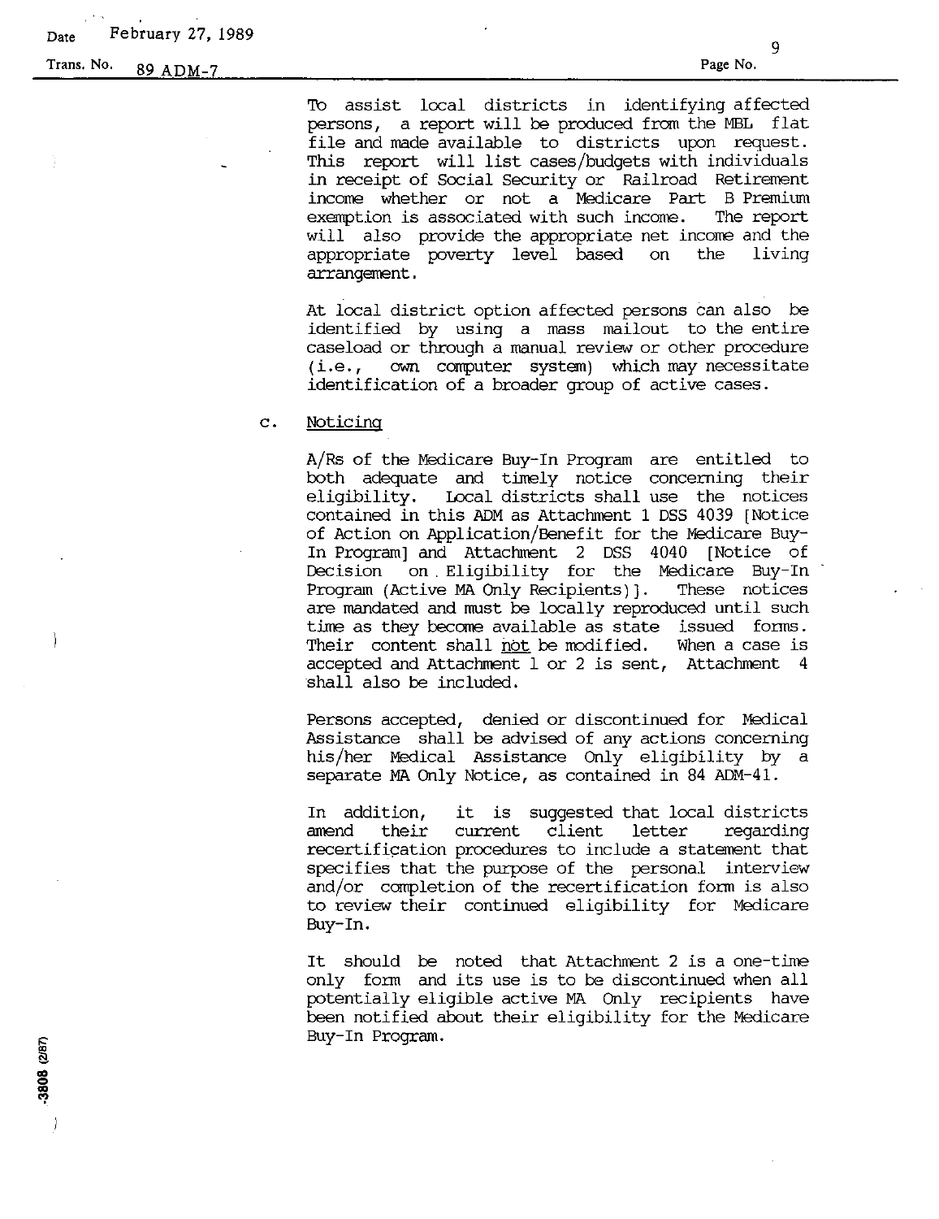To assist local districts in identifying affected persons, a report will be produced from the MBL flat file and made available to districts upon request. This report will list cases/budgets with individuals in receipt of Social Security or Railroad Retirement income whether or not a Medicare Part B Premium exemption is associated with such income. The report will also provide the appropriate net income and the appropriate poverty level based on the living arrangement.

At local district option affected persons can also be identified by using a mass mailout to the entire caseload or through a manual review or other procedure (i.e., own computer system) which may necessitate identification of a broader group of active cases.

c. Noticing

A/Rs of the Medicare Buy-In Program are entitled to both adequate and timely notice concerning their eligibility. Local districts shall use the notices contained in this ADM as Attachment 1 DSS 4039 [Notice of Action on Application/Benefit for the Medicare Buy-In Program] and Attachment 2 DSS 4040 [Notice of Decision on Eligibility for the Medicare Buy-In Program (Active MA Only Recipients)]. These notices are mandated and must be locally reproduced until such time as they become available as state issued forms. Their content shall not be modified. When a case is accepted and Attachment 1 or 2 is sent, Attachment 4 shall also be included.

Persons accepted, denied or discontinued for Medical Assistance shall be advised of any actions concerning his/her Medical Assistance Only eligibility by a separate MA Only Notice, as contained in 84 ADM-41.

In addition, it is suggested that local districts amend their current client letter regarding recertification procedures to include a statement that specifies that the purpose of the personal interview and/or completion of the recertification form is also to review their continued eligibility for Medicare Buy-In.

It should be noted that Attachment 2 is a one-time only form and its use is to be discontinued when all potentially eligible active MA Only recipients have been notified about their eligibility for the Medicare Buy-In Program.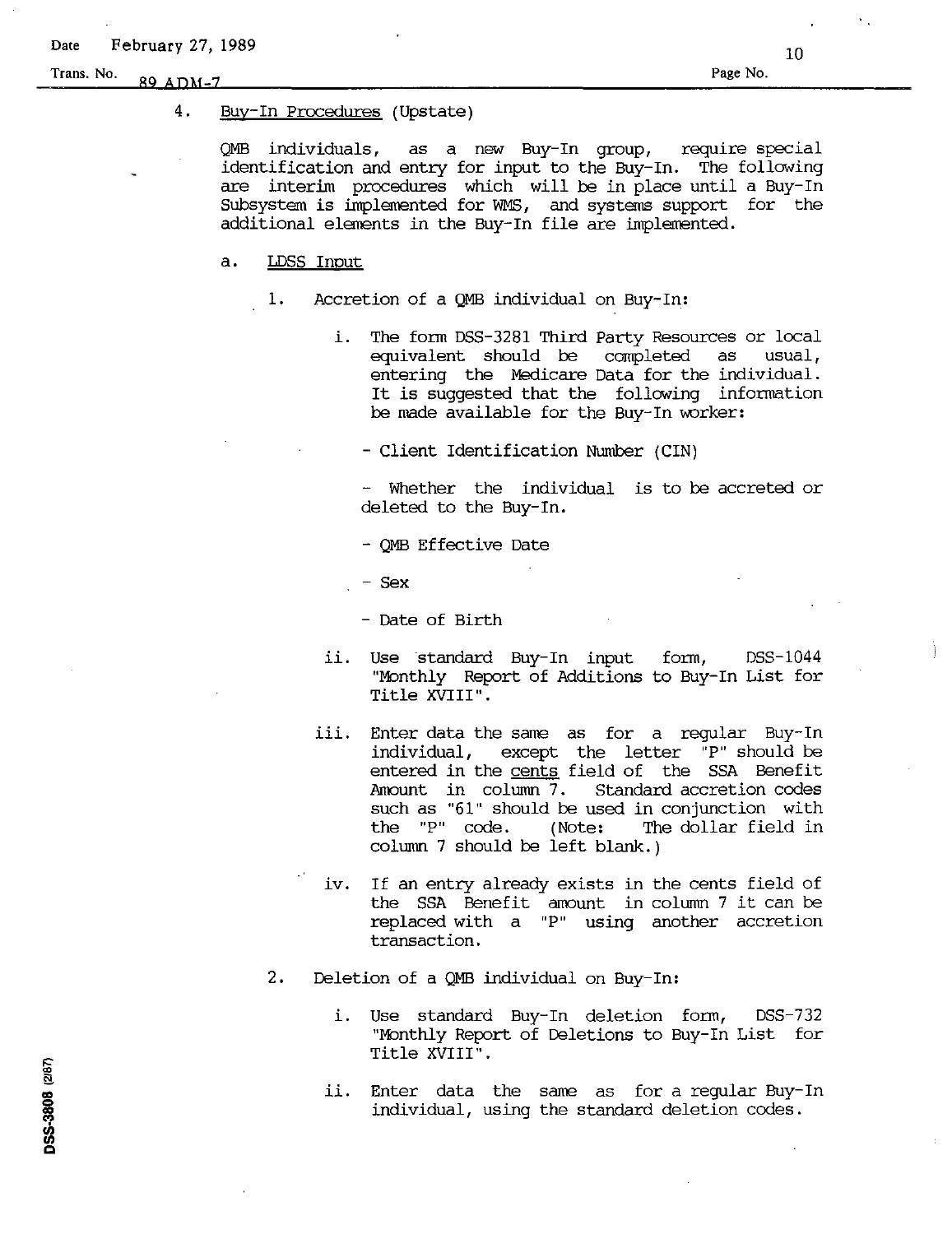4. Buy-In Procedures (Upstate)

   QMB individuals, as a new Buy-In group, require special identification and entry for input to the Buy-In. The following are interim procedures which will be in place until a Buy-In Subsystem is implemented for WMS, and systems support for the additional elements in the Buy-In file are implemented.

   a. LDSS Input

      1. Accretion of a QMB individual on Buy-In:

         i. The form DSS-3281 Third Party Resources or local equivalent should be completed as usual, entering the Medicare Data for the individual. It is suggested that the following information be made available for the Buy-In worker:

            - Client Identification Number (CIN)

            - Whether the individual is to be accreted or deleted to the Buy-In.

            - QMB Effective Date

            - Sex

            - Date of Birth

         ii. Use standard Buy-In input form, DSS-1044 "Monthly Report of Additions to Buy-In List for Title XVIII".

         iii. Enter data the same as for a regular Buy-In individual, except the letter "P" should be entered in the cents field of the SSA Benefit Amount in column 7. Standard accretion codes such as "61" should be used in conjunction with the "P" code. (Note: The dollar field in column 7 should be left blank.)

         iv. If an entry already exists in the cents field of the SSA Benefit amount in column 7 it can be replaced with a "P" using another accretion transaction.

      2. Deletion of a QMB individual on Buy-In:

         i. Use standard Buy-In deletion form, DSS-732 "Monthly Report of Deletions to Buy-In List for Title XVIII".

         ii. Enter data the same as for a regular Buy-In individual, using the standard deletion codes.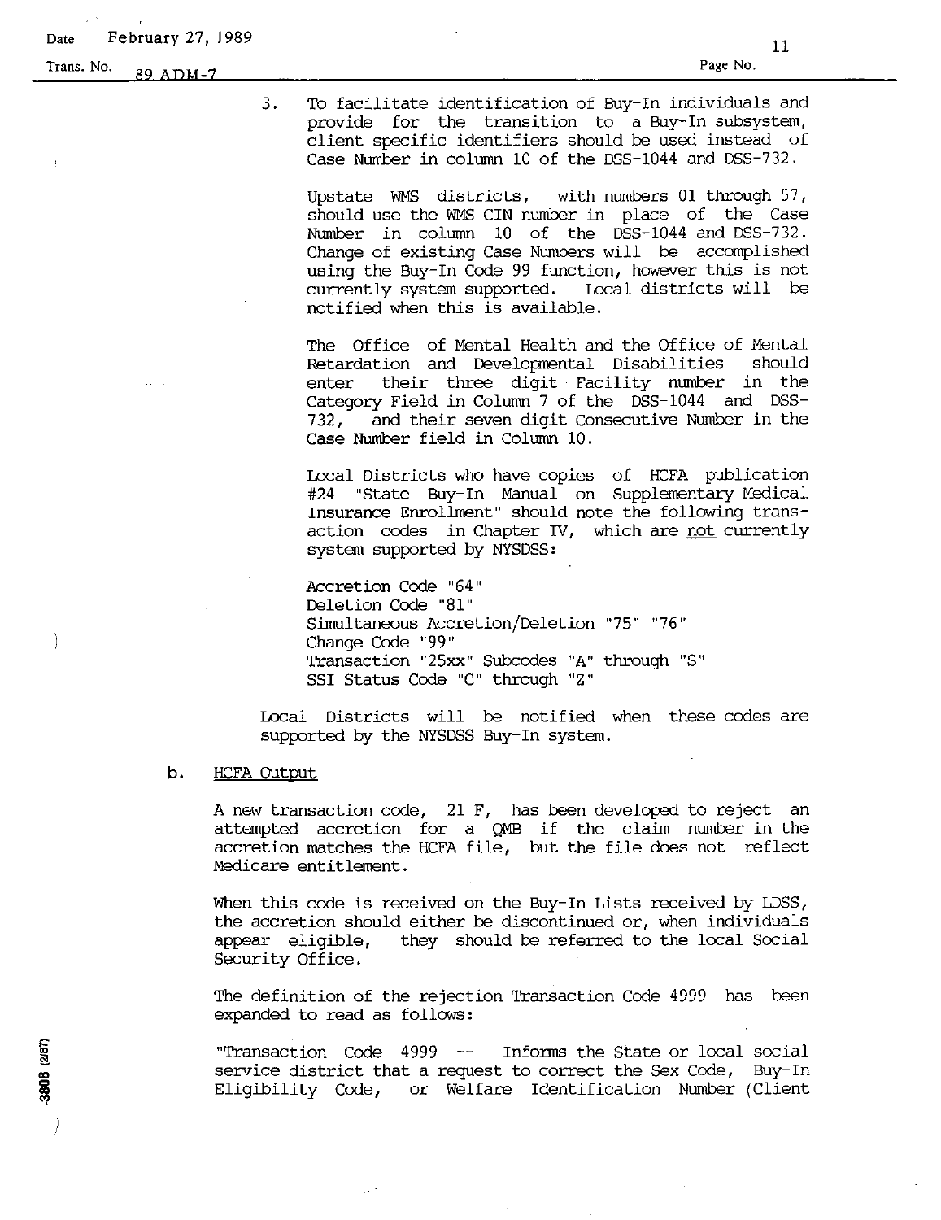3. To facilitate identification of Buy-In individuals and provide for the transition to a Buy-In subsystem, client specific identifiers should be used instead of Case Number in column 10 of the DSS-1044 and DSS-732.

   Upstate WMS districts, with numbers 01 through 57, should use the WMS CIN number in place of the Case Number in column 10 of the DSS-1044 and DSS-732. Change of existing Case Numbers will be accomplished using the Buy-In Code 99 function, however this is not currently system supported. Local districts will be notified when this is available.

   The Office of Mental Health and the Office of Mental Retardation and Developmental Disabilities should enter their three digit Facility number in the Category Field in Column 7 of the DSS-1044 and DSS-732, and their seven digit Consecutive Number in the Case Number field in Column 10.

   Local Districts who have copies of HCFA publication #24 "State Buy-In Manual on Supplementary Medical Insurance Enrollment" should note the following transaction codes in Chapter IV, which are <u>not</u> currently system supported by NYSDSS:

   Accretion Code "64"
   Deletion Code "81"
   Simultaneous Accretion/Deletion "75" "76"
   Change Code "99"
   Transaction "25xx" Subcodes "A" through "S"
   SSI Status Code "C" through "Z"

Local Districts will be notified when these codes are supported by the NYSDSS Buy-In system.

b. <u>HCFA Output</u>

A new transaction code, 21 F, has been developed to reject an attempted accretion for a QMB if the claim number in the accretion matches the HCFA file, but the file does not reflect Medicare entitlement.

When this code is received on the Buy-In Lists received by LDSS, the accretion should either be discontinued or, when individuals appear eligible, they should be referred to the local Social Security Office.

The definition of the rejection Transaction Code 4999 has been expanded to read as follows:

"Transaction Code 4999 -- Informs the State or local social service district that a request to correct the Sex Code, Buy-In Eligibility Code, or Welfare Identification Number (Client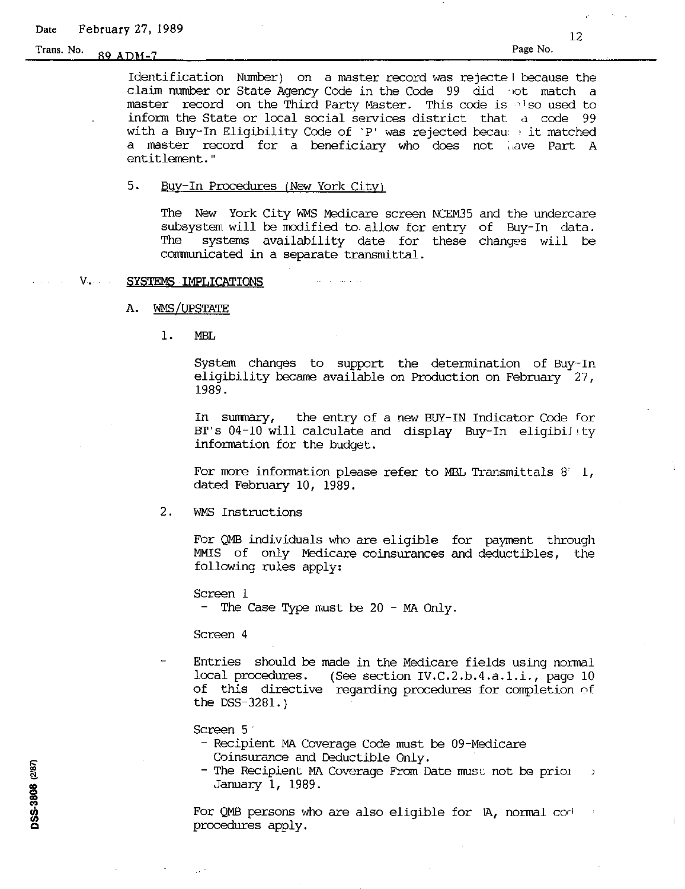Identification Number) on a master record was rejected because the claim number or State Agency Code in the Code 99 did not match a master record on the Third Party Master. This code is also used to inform the State or local social services district that a code 99 with a Buy-In Eligibility Code of 'P' was rejected because it matched a master record for a beneficiary who does not have Part A entitlement."

5. Buy-In Procedures (New York City)

   The New York City WMS Medicare screen NCEM35 and the undercare subsystem will be modified to allow for entry of Buy-In data. The systems availability date for these changes will be communicated in a separate transmittal.

V. SYSTEMS IMPLICATIONS

A. WMS/UPSTATE

1. MBL

   System changes to support the determination of Buy-In eligibility became available on Production on February 27, 1989.

   In summary, the entry of a new BUY-IN Indicator Code for BT's 04-10 will calculate and display Buy-In eligibility information for the budget.

   For more information please refer to MBL Transmittals 8' 1, dated February 10, 1989.

2. WMS Instructions

   For QMB individuals who are eligible for payment through MMIS of only Medicare coinsurances and deductibles, the following rules apply:

   Screen 1
   - The Case Type must be 20 - MA Only.

   Screen 4

   - Entries should be made in the Medicare fields using normal local procedures. (See section IV.C.2.b.4.a.1.i., page 10 of this directive regarding procedures for completion of the DSS-3281.)

   Screen 5
   - Recipient MA Coverage Code must be 09-Medicare Coinsurance and Deductible Only.
   - The Recipient MA Coverage From Date must not be prior to January 1, 1989.

   For QMB persons who are also eligible for MA, normal coding procedures apply.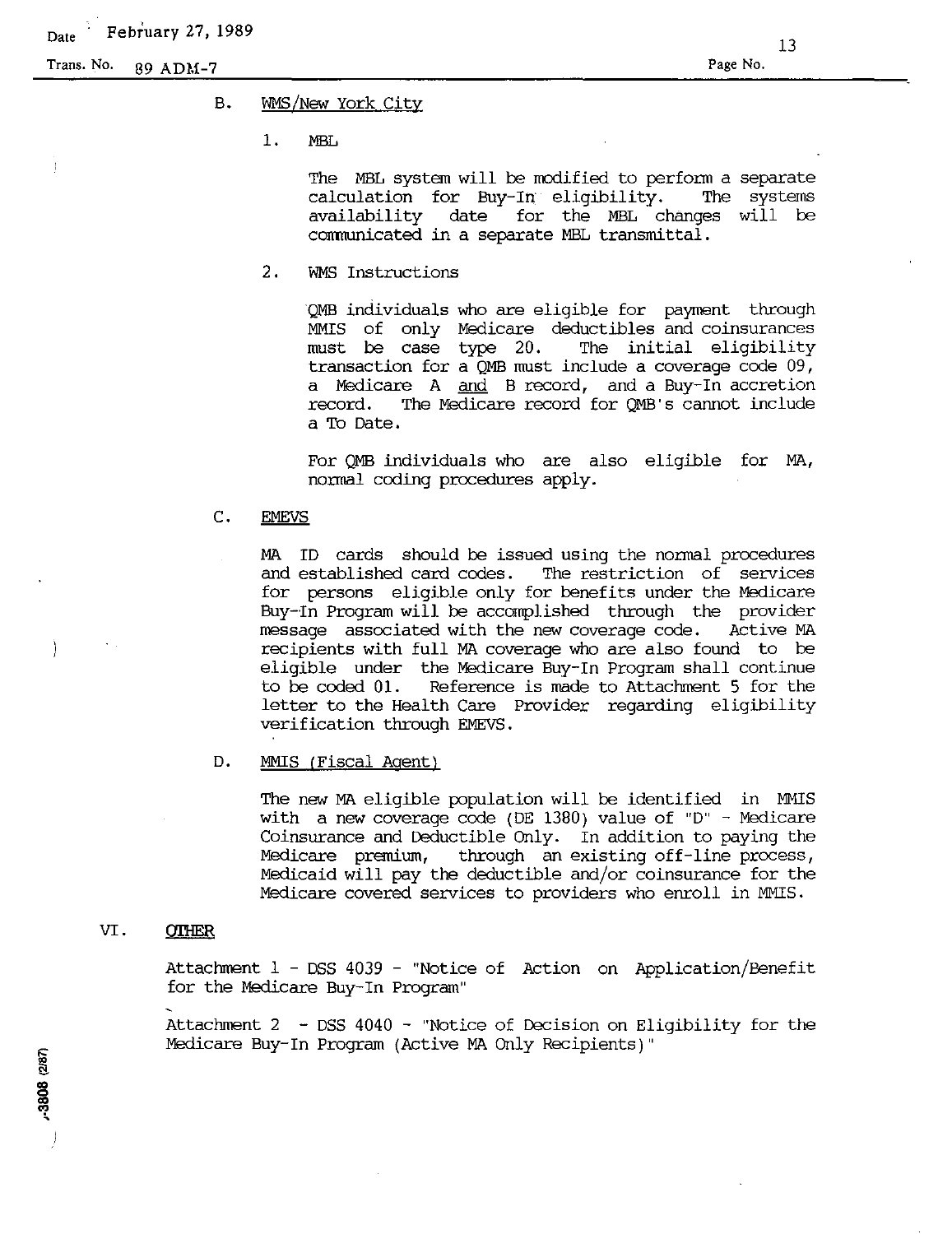B. <u>WMS/New York City</u>

1. MBL

The MBL system will be modified to perform a separate calculation for Buy-In eligibility. The systems availability date for the MBL changes will be communicated in a separate MBL transmittal.

2. WMS Instructions

QMB individuals who are eligible for payment through MMIS of only Medicare deductibles and coinsurances must be case type 20. The initial eligibility transaction for a QMB must include a coverage code 09, a Medicare A <u>and</u> B record, and a Buy-In accretion record. The Medicare record for QMB's cannot include a To Date.

For QMB individuals who are also eligible for MA, normal coding procedures apply.

C. <u>EMEVS</u>

MA ID cards should be issued using the normal procedures and established card codes. The restriction of services for persons eligible only for benefits under the Medicare Buy-In Program will be accomplished through the provider message associated with the new coverage code. Active MA recipients with full MA coverage who are also found to be eligible under the Medicare Buy-In Program shall continue to be coded 01. Reference is made to Attachment 5 for the letter to the Health Care Provider regarding eligibility verification through EMEVS.

D. <u>MMIS (Fiscal Agent)</u>

The new MA eligible population will be identified in MMIS with a new coverage code (DE 1380) value of "D" - Medicare Coinsurance and Deductible Only. In addition to paying the Medicare premium, through an existing off-line process, Medicaid will pay the deductible and/or coinsurance for the Medicare covered services to providers who enroll in MMIS.

VI. <u>OTHER</u>

Attachment 1 - DSS 4039 - "Notice of Action on Application/Benefit for the Medicare Buy-In Program"

Attachment 2 - DSS 4040 - "Notice of Decision on Eligibility for the Medicare Buy-In Program (Active MA Only Recipients)"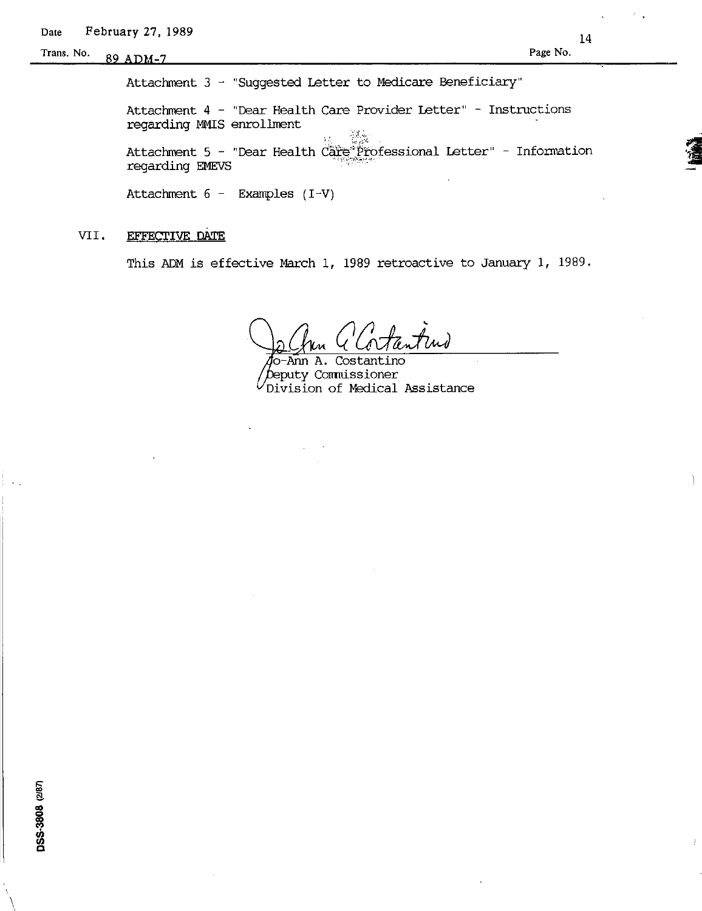Attachment 3 - "Suggested Letter to Medicare Beneficiary"

Attachment 4 - "Dear Health Care Provider Letter" - Instructions regarding MMIS enrollment

Attachment 5 - "Dear Health Care Professional Letter" - Information regarding EMEVS

Attachment 6 - Examples (I-V)

## VII. EFFECTIVE DATE

This ADM is effective March 1, 1989 retroactive to January 1, 1989.

Jo-Ann A. Costantino
Deputy Commissioner
Division of Medical Assistance